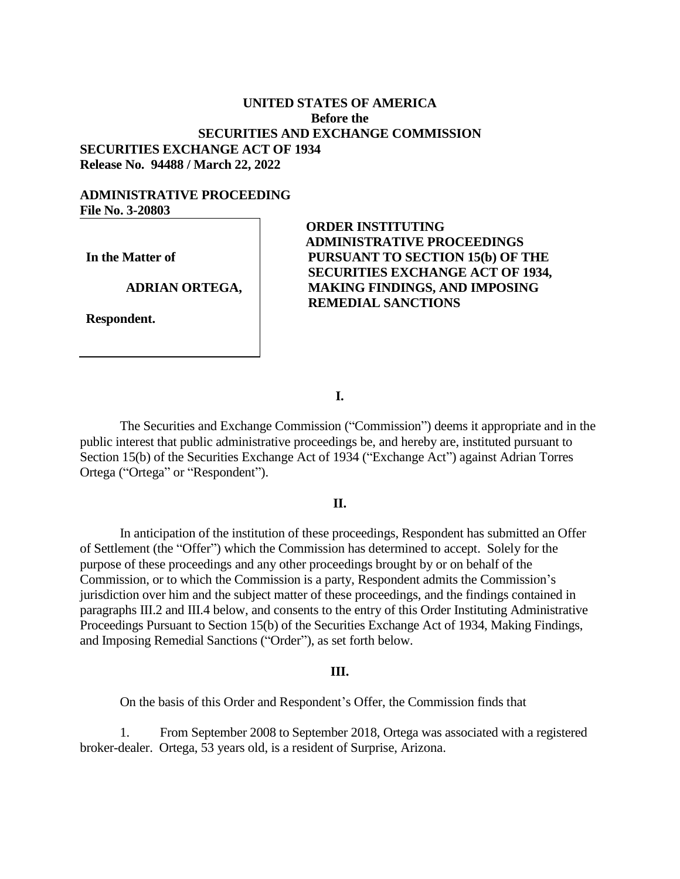**UNITED STATES OF AMERICA**
**Before the**
**SECURITIES AND EXCHANGE COMMISSION**

**SECURITIES EXCHANGE ACT OF 1934**
**Release No. 94488 / March 22, 2022**

**ADMINISTRATIVE PROCEEDING**
**File No. 3-20803**

| | |
|---|---|
| **In the Matter of**<br><br>**ADRIAN ORTEGA,**<br><br>**Respondent.** | **ORDER INSTITUTING ADMINISTRATIVE PROCEEDINGS PURSUANT TO SECTION 15(b) OF THE SECURITIES EXCHANGE ACT OF 1934, MAKING FINDINGS, AND IMPOSING REMEDIAL SANCTIONS** |

**I.**

The Securities and Exchange Commission ("Commission") deems it appropriate and in the public interest that public administrative proceedings be, and hereby are, instituted pursuant to Section 15(b) of the Securities Exchange Act of 1934 ("Exchange Act") against Adrian Torres Ortega ("Ortega" or "Respondent").

**II.**

In anticipation of the institution of these proceedings, Respondent has submitted an Offer of Settlement (the "Offer") which the Commission has determined to accept. Solely for the purpose of these proceedings and any other proceedings brought by or on behalf of the Commission, or to which the Commission is a party, Respondent admits the Commission's jurisdiction over him and the subject matter of these proceedings, and the findings contained in paragraphs III.2 and III.4 below, and consents to the entry of this Order Instituting Administrative Proceedings Pursuant to Section 15(b) of the Securities Exchange Act of 1934, Making Findings, and Imposing Remedial Sanctions ("Order"), as set forth below.

**III.**

On the basis of this Order and Respondent's Offer, the Commission finds that

1. From September 2008 to September 2018, Ortega was associated with a registered broker-dealer. Ortega, 53 years old, is a resident of Surprise, Arizona.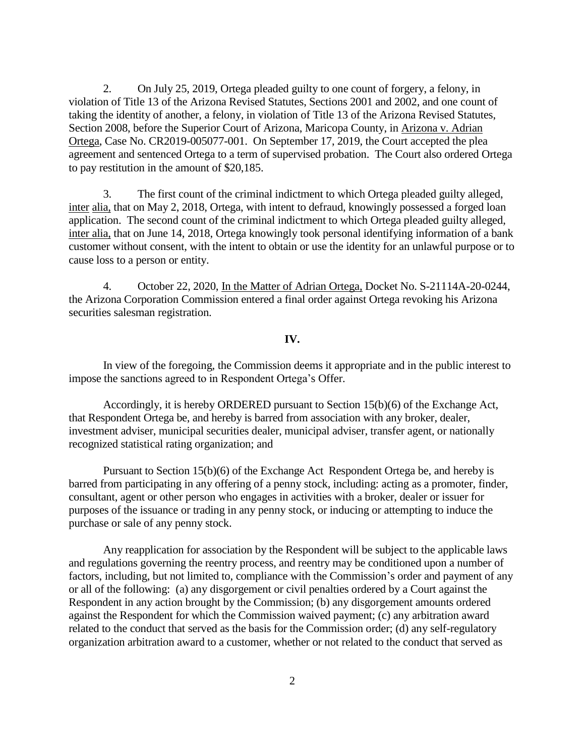2. On July 25, 2019, Ortega pleaded guilty to one count of forgery, a felony, in violation of Title 13 of the Arizona Revised Statutes, Sections 2001 and 2002, and one count of taking the identity of another, a felony, in violation of Title 13 of the Arizona Revised Statutes, Section 2008, before the Superior Court of Arizona, Maricopa County, in Arizona v. Adrian Ortega, Case No. CR2019-005077-001. On September 17, 2019, the Court accepted the plea agreement and sentenced Ortega to a term of supervised probation. The Court also ordered Ortega to pay restitution in the amount of $20,185.

3. The first count of the criminal indictment to which Ortega pleaded guilty alleged, inter alia, that on May 2, 2018, Ortega, with intent to defraud, knowingly possessed a forged loan application. The second count of the criminal indictment to which Ortega pleaded guilty alleged, inter alia, that on June 14, 2018, Ortega knowingly took personal identifying information of a bank customer without consent, with the intent to obtain or use the identity for an unlawful purpose or to cause loss to a person or entity.

4. October 22, 2020, In the Matter of Adrian Ortega, Docket No. S-21114A-20-0244, the Arizona Corporation Commission entered a final order against Ortega revoking his Arizona securities salesman registration.

## IV.

In view of the foregoing, the Commission deems it appropriate and in the public interest to impose the sanctions agreed to in Respondent Ortega's Offer.

Accordingly, it is hereby ORDERED pursuant to Section 15(b)(6) of the Exchange Act, that Respondent Ortega be, and hereby is barred from association with any broker, dealer, investment adviser, municipal securities dealer, municipal adviser, transfer agent, or nationally recognized statistical rating organization; and

Pursuant to Section 15(b)(6) of the Exchange Act Respondent Ortega be, and hereby is barred from participating in any offering of a penny stock, including: acting as a promoter, finder, consultant, agent or other person who engages in activities with a broker, dealer or issuer for purposes of the issuance or trading in any penny stock, or inducing or attempting to induce the purchase or sale of any penny stock.

Any reapplication for association by the Respondent will be subject to the applicable laws and regulations governing the reentry process, and reentry may be conditioned upon a number of factors, including, but not limited to, compliance with the Commission's order and payment of any or all of the following: (a) any disgorgement or civil penalties ordered by a Court against the Respondent in any action brought by the Commission; (b) any disgorgement amounts ordered against the Respondent for which the Commission waived payment; (c) any arbitration award related to the conduct that served as the basis for the Commission order; (d) any self-regulatory organization arbitration award to a customer, whether or not related to the conduct that served as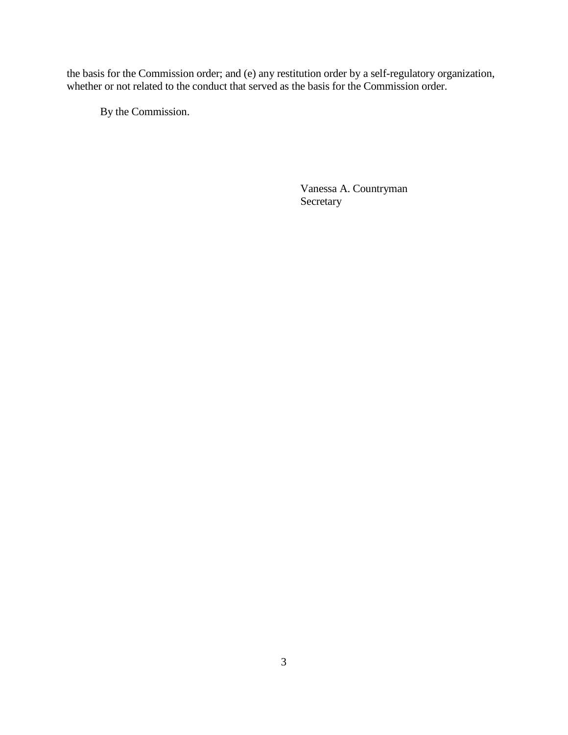the basis for the Commission order; and (e) any restitution order by a self-regulatory organization, whether or not related to the conduct that served as the basis for the Commission order.

By the Commission.

Vanessa A. Countryman
Secretary